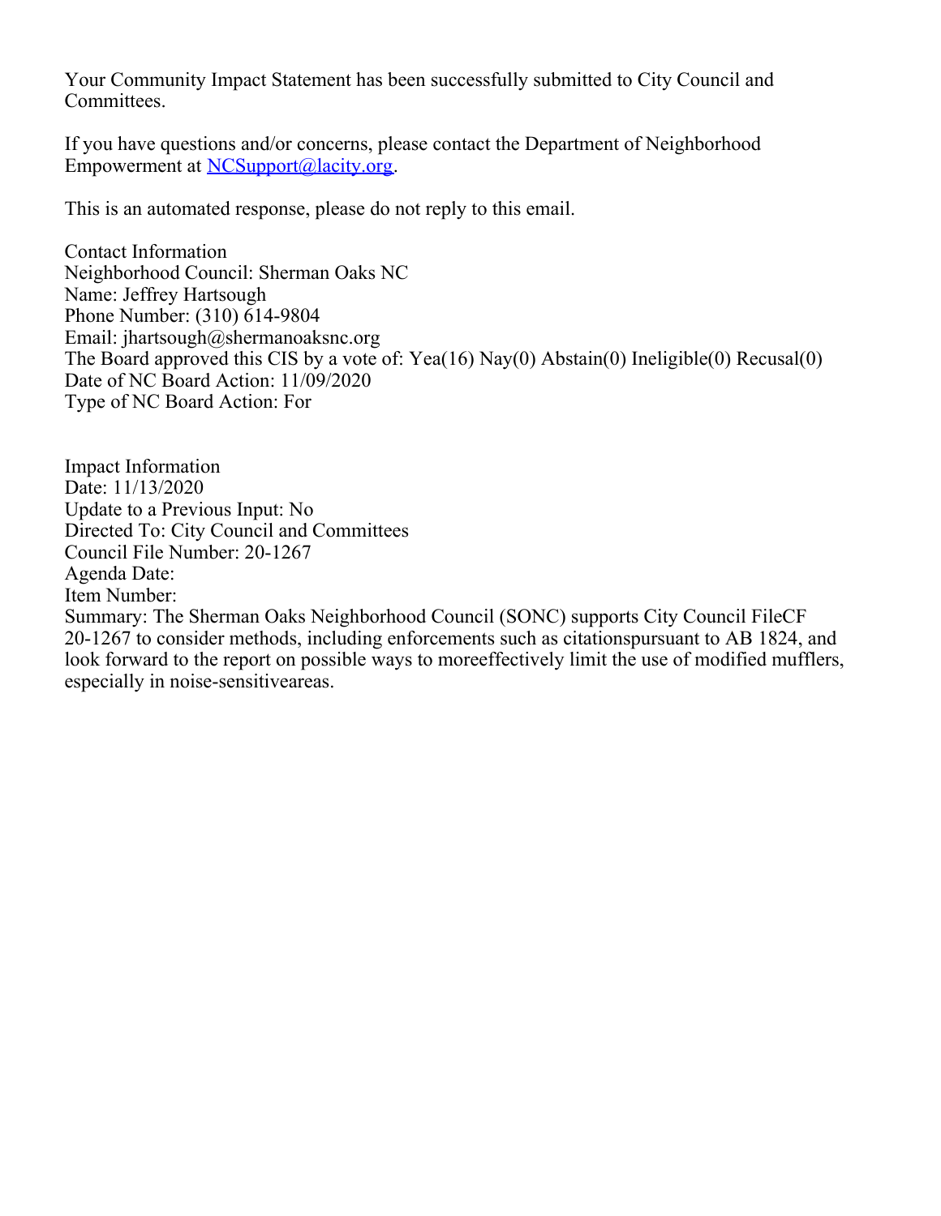Your Community Impact Statement has been successfully submitted to City Council and Committees.

If you have questions and/or concerns, please contact the Department of Neighborhood Empowerment at NCSupport@lacity.org.

This is an automated response, please do not reply to this email.

Contact Information
Neighborhood Council: Sherman Oaks NC
Name: Jeffrey Hartsough
Phone Number: (310) 614-9804
Email: jhartsough@shermanoaksnc.org
The Board approved this CIS by a vote of: Yea(16) Nay(0) Abstain(0) Ineligible(0) Recusal(0)
Date of NC Board Action: 11/09/2020
Type of NC Board Action: For

Impact Information
Date: 11/13/2020
Update to a Previous Input: No
Directed To: City Council and Committees
Council File Number: 20-1267
Agenda Date:
Item Number:
Summary: The Sherman Oaks Neighborhood Council (SONC) supports City Council FileCF 20-1267 to consider methods, including enforcements such as citationspursuant to AB 1824, and look forward to the report on possible ways to moreeffectively limit the use of modified mufflers, especially in noise-sensitiveareas.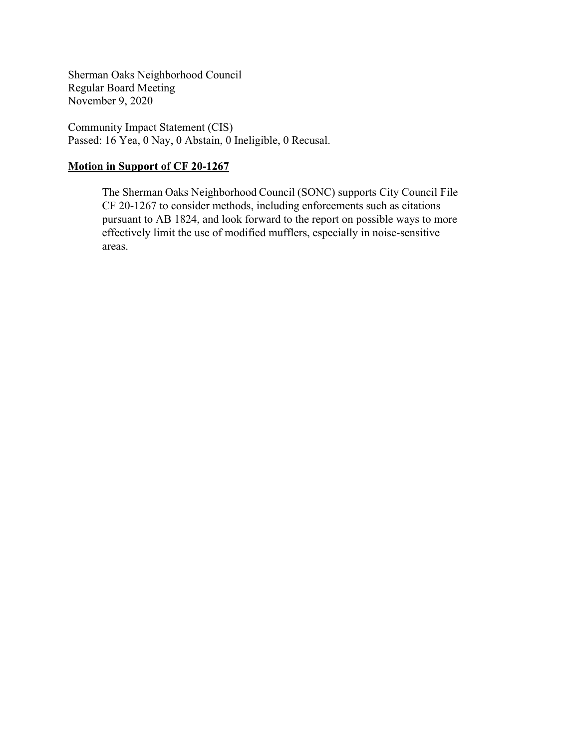Sherman Oaks Neighborhood Council
Regular Board Meeting
November 9, 2020

Community Impact Statement (CIS)
Passed: 16 Yea, 0 Nay, 0 Abstain, 0 Ineligible, 0 Recusal.

**Motion in Support of CF 20-1267**

> The Sherman Oaks Neighborhood Council (SONC) supports City Council File CF 20-1267 to consider methods, including enforcements such as citations pursuant to AB 1824, and look forward to the report on possible ways to more effectively limit the use of modified mufflers, especially in noise-sensitive areas.